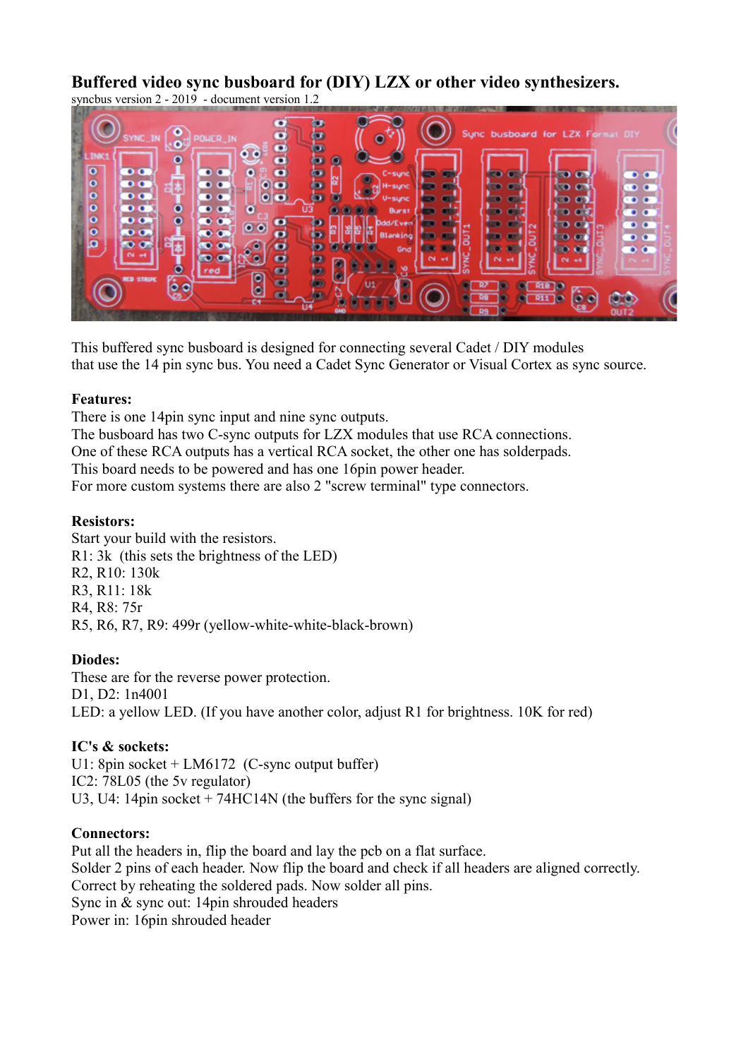# Buffered video sync busboard for (DIY) LZX or other video synthesizers.

syncbus version 2 - 2019 - document version 1.2

This buffered sync busboard is designed for connecting several Cadet / DIY modules that use the 14 pin sync bus. You need a Cadet Sync Generator or Visual Cortex as sync source.

**Features:**

There is one 14pin sync input and nine sync outputs.
The busboard has two C-sync outputs for LZX modules that use RCA connections.
One of these RCA outputs has a vertical RCA socket, the other one has solderpads.
This board needs to be powered and has one 16pin power header.
For more custom systems there are also 2 "screw terminal" type connectors.

**Resistors:**

Start your build with the resistors.
R1: 3k (this sets the brightness of the LED)
R2, R10: 130k
R3, R11: 18k
R4, R8: 75r
R5, R6, R7, R9: 499r (yellow-white-white-black-brown)

**Diodes:**

These are for the reverse power protection.
D1, D2: 1n4001
LED: a yellow LED. (If you have another color, adjust R1 for brightness. 10K for red)

**IC's & sockets:**

U1: 8pin socket + LM6172 (C-sync output buffer)
IC2: 78L05 (the 5v regulator)
U3, U4: 14pin socket + 74HC14N (the buffers for the sync signal)

**Connectors:**

Put all the headers in, flip the board and lay the pcb on a flat surface.
Solder 2 pins of each header. Now flip the board and check if all headers are aligned correctly.
Correct by reheating the soldered pads. Now solder all pins.
Sync in & sync out: 14pin shrouded headers
Power in: 16pin shrouded header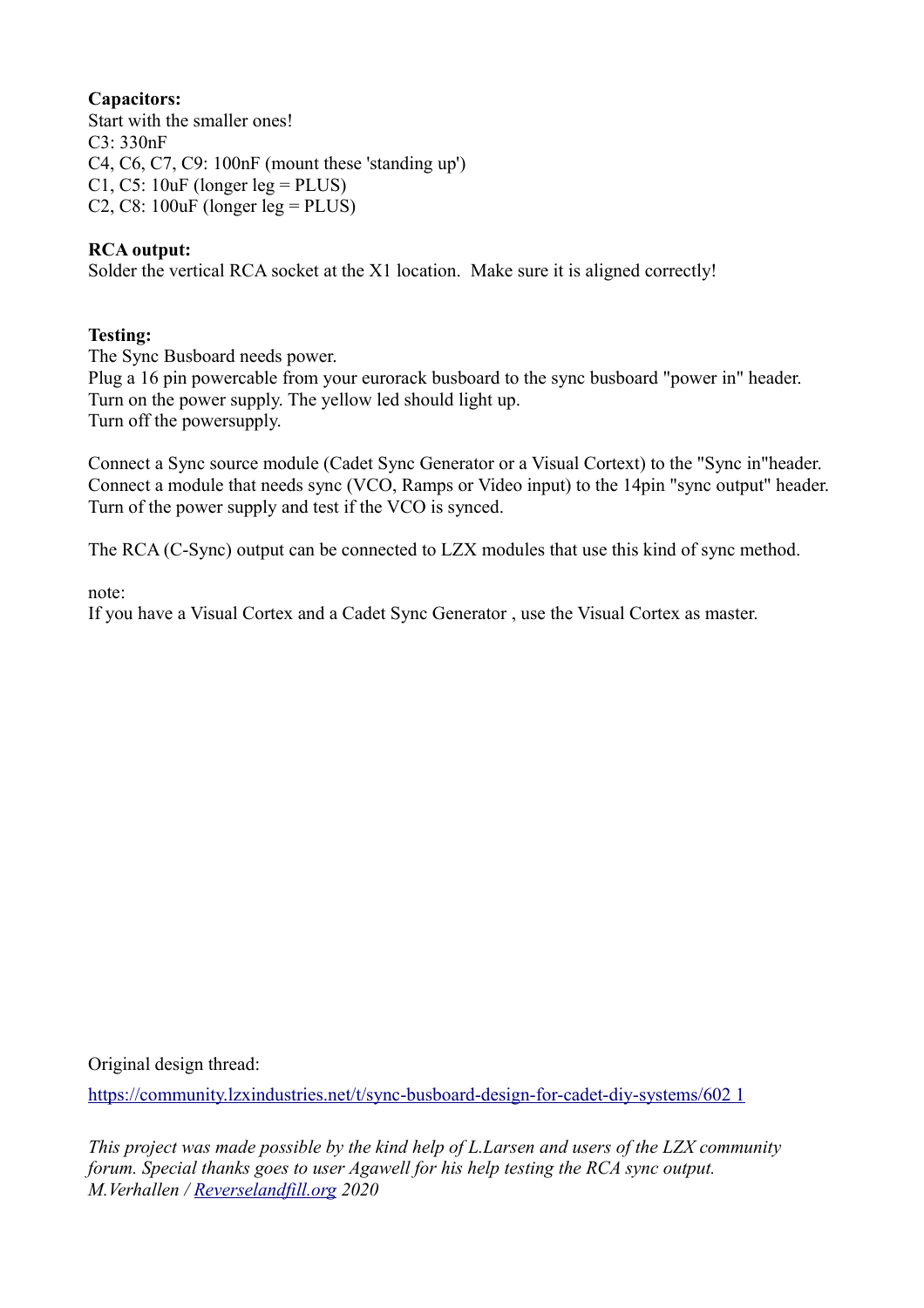**Capacitors:**
Start with the smaller ones!
C3: 330nF
C4, C6, C7, C9: 100nF (mount these 'standing up')
C1, C5: 10uF (longer leg = PLUS)
C2, C8: 100uF (longer leg = PLUS)

**RCA output:**
Solder the vertical RCA socket at the X1 location. Make sure it is aligned correctly!

**Testing:**
The Sync Busboard needs power.
Plug a 16 pin powercable from your eurorack busboard to the sync busboard "power in" header.
Turn on the power supply. The yellow led should light up.
Turn off the powersupply.

Connect a Sync source module (Cadet Sync Generator or a Visual Cortext) to the "Sync in"header.
Connect a module that needs sync (VCO, Ramps or Video input) to the 14pin "sync output" header.
Turn of the power supply and test if the VCO is synced.

The RCA (C-Sync) output can be connected to LZX modules that use this kind of sync method.

note:
If you have a Visual Cortex and a Cadet Sync Generator , use the Visual Cortex as master.

Original design thread:

[https://community.lzxindustries.net/t/sync-busboard-design-for-cadet-diy-systems/602 1](https://community.lzxindustries.net/t/sync-busboard-design-for-cadet-diy-systems/6021)

*This project was made possible by the kind help of L.Larsen and users of the LZX community forum. Special thanks goes to user Agawell for his help testing the RCA sync output.*
*M.Verhallen / [Reverselandfill.org](http://Reverselandfill.org) 2020*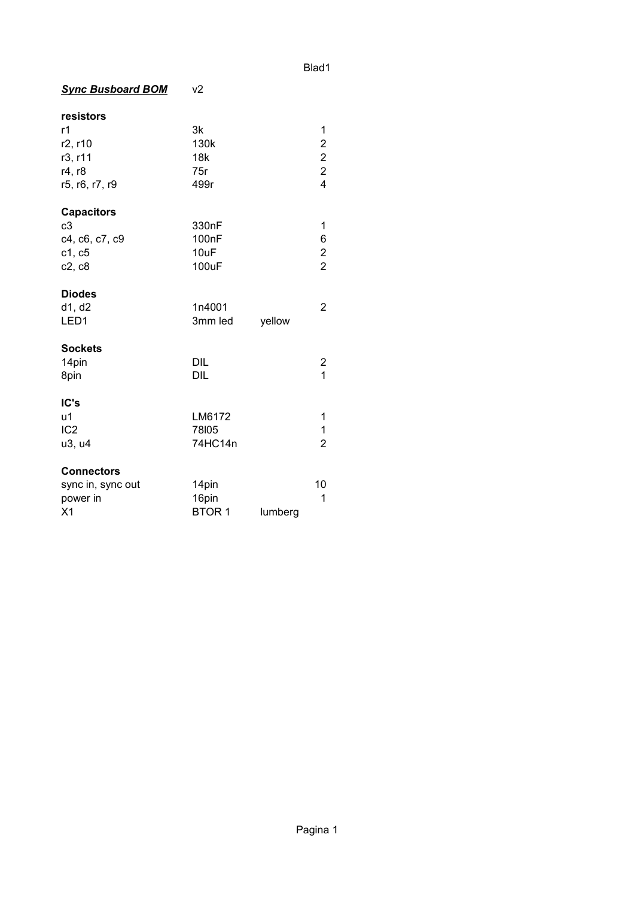| | | | |
|---|---|---|---|
| ***Sync Busboard BOM*** | v2 | | |
| | | | |
| **resistors** | | | |
| r1 | 3k | | 1 |
| r2, r10 | 130k | | 2 |
| r3, r11 | 18k | | 2 |
| r4, r8 | 75r | | 2 |
| r5, r6, r7, r9 | 499r | | 4 |
| | | | |
| **Capacitors** | | | |
| c3 | 330nF | | 1 |
| c4, c6, c7, c9 | 100nF | | 6 |
| c1, c5 | 10uF | | 2 |
| c2, c8 | 100uF | | 2 |
| | | | |
| **Diodes** | | | |
| d1, d2 | 1n4001 | | 2 |
| LED1 | 3mm led | yellow | |
| | | | |
| **Sockets** | | | |
| 14pin | DIL | | 2 |
| 8pin | DIL | | 1 |
| | | | |
| **IC's** | | | |
| u1 | LM6172 | | 1 |
| IC2 | 78l05 | | 1 |
| u3, u4 | 74HC14n | | 2 |
| | | | |
| **Connectors** | | | |
| sync in, sync out | 14pin | | 10 |
| power in | 16pin | | 1 |
| X1 | BTOR 1 | lumberg | |